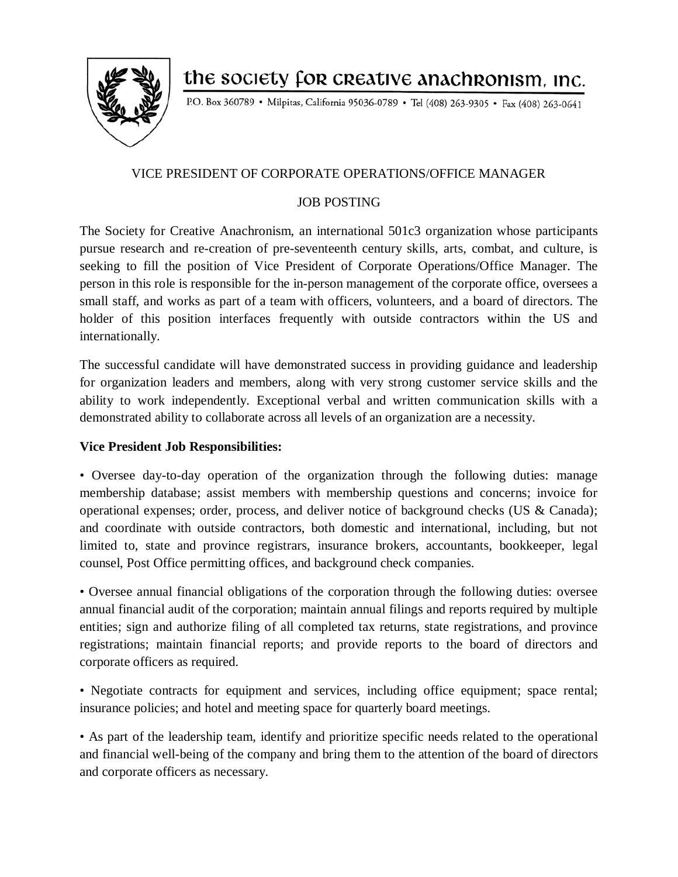# the society for creative anachronism, inc.

P.O. Box 360789 • Milpitas, California 95036-0789 • Tel (408) 263-9305 • Fax (408) 263-0641

## VICE PRESIDENT OF CORPORATE OPERATIONS/OFFICE MANAGER

## JOB POSTING

The Society for Creative Anachronism, an international 501c3 organization whose participants pursue research and re-creation of pre-seventeenth century skills, arts, combat, and culture, is seeking to fill the position of Vice President of Corporate Operations/Office Manager. The person in this role is responsible for the in-person management of the corporate office, oversees a small staff, and works as part of a team with officers, volunteers, and a board of directors. The holder of this position interfaces frequently with outside contractors within the US and internationally.

The successful candidate will have demonstrated success in providing guidance and leadership for organization leaders and members, along with very strong customer service skills and the ability to work independently. Exceptional verbal and written communication skills with a demonstrated ability to collaborate across all levels of an organization are a necessity.

**Vice President Job Responsibilities:**

- Oversee day-to-day operation of the organization through the following duties: manage membership database; assist members with membership questions and concerns; invoice for operational expenses; order, process, and deliver notice of background checks (US & Canada); and coordinate with outside contractors, both domestic and international, including, but not limited to, state and province registrars, insurance brokers, accountants, bookkeeper, legal counsel, Post Office permitting offices, and background check companies.

- Oversee annual financial obligations of the corporation through the following duties: oversee annual financial audit of the corporation; maintain annual filings and reports required by multiple entities; sign and authorize filing of all completed tax returns, state registrations, and province registrations; maintain financial reports; and provide reports to the board of directors and corporate officers as required.

- Negotiate contracts for equipment and services, including office equipment; space rental; insurance policies; and hotel and meeting space for quarterly board meetings.

- As part of the leadership team, identify and prioritize specific needs related to the operational and financial well-being of the company and bring them to the attention of the board of directors and corporate officers as necessary.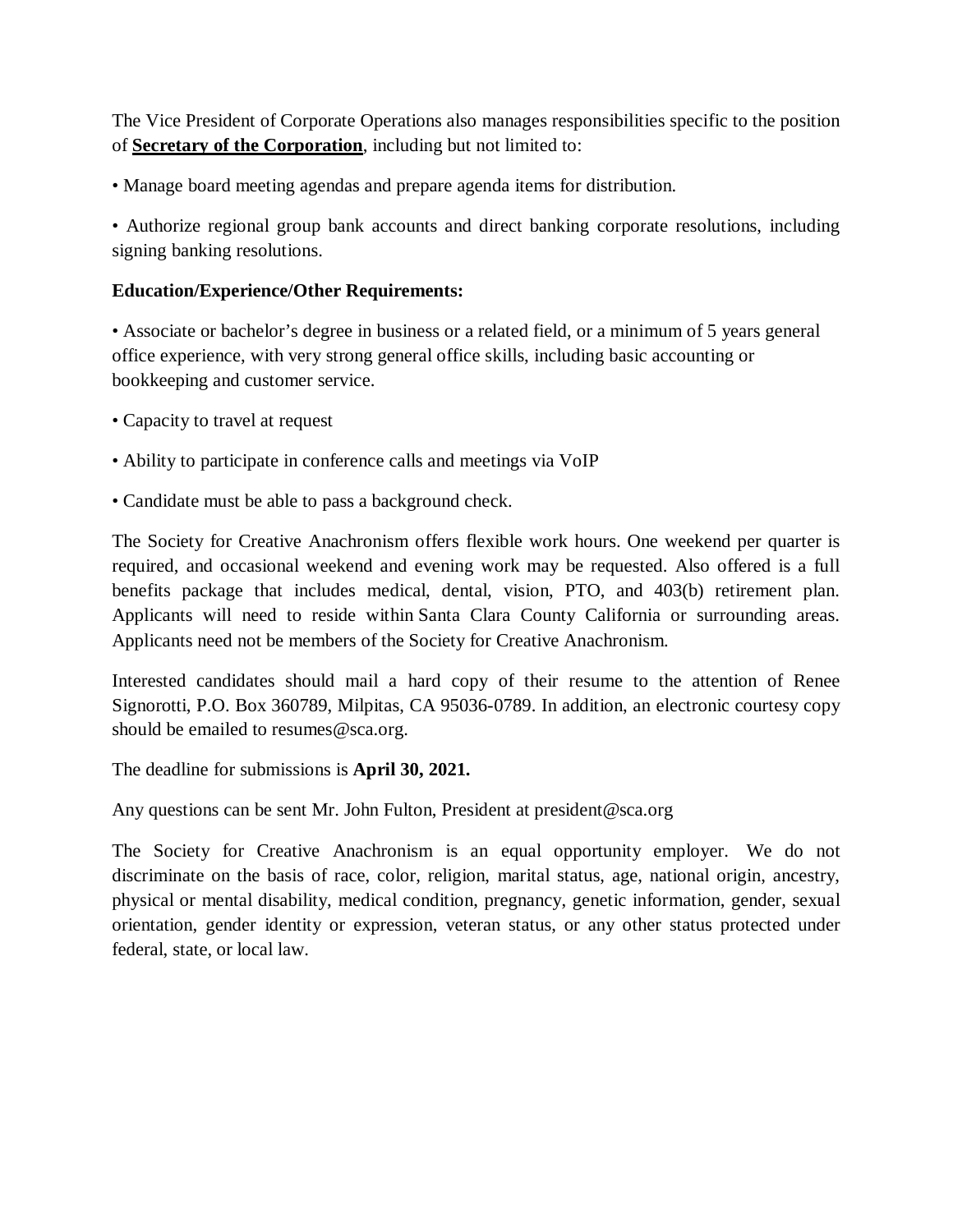The Vice President of Corporate Operations also manages responsibilities specific to the position of **Secretary of the Corporation**, including but not limited to:

• Manage board meeting agendas and prepare agenda items for distribution.

• Authorize regional group bank accounts and direct banking corporate resolutions, including signing banking resolutions.

**Education/Experience/Other Requirements:**

• Associate or bachelor's degree in business or a related field, or a minimum of 5 years general office experience, with very strong general office skills, including basic accounting or bookkeeping and customer service.

• Capacity to travel at request

• Ability to participate in conference calls and meetings via VoIP

• Candidate must be able to pass a background check.

The Society for Creative Anachronism offers flexible work hours. One weekend per quarter is required, and occasional weekend and evening work may be requested. Also offered is a full benefits package that includes medical, dental, vision, PTO, and 403(b) retirement plan. Applicants will need to reside within Santa Clara County California or surrounding areas. Applicants need not be members of the Society for Creative Anachronism.

Interested candidates should mail a hard copy of their resume to the attention of Renee Signorotti, P.O. Box 360789, Milpitas, CA 95036-0789. In addition, an electronic courtesy copy should be emailed to resumes@sca.org.

The deadline for submissions is **April 30, 2021.**

Any questions can be sent Mr. John Fulton, President at president@sca.org

The Society for Creative Anachronism is an equal opportunity employer. We do not discriminate on the basis of race, color, religion, marital status, age, national origin, ancestry, physical or mental disability, medical condition, pregnancy, genetic information, gender, sexual orientation, gender identity or expression, veteran status, or any other status protected under federal, state, or local law.